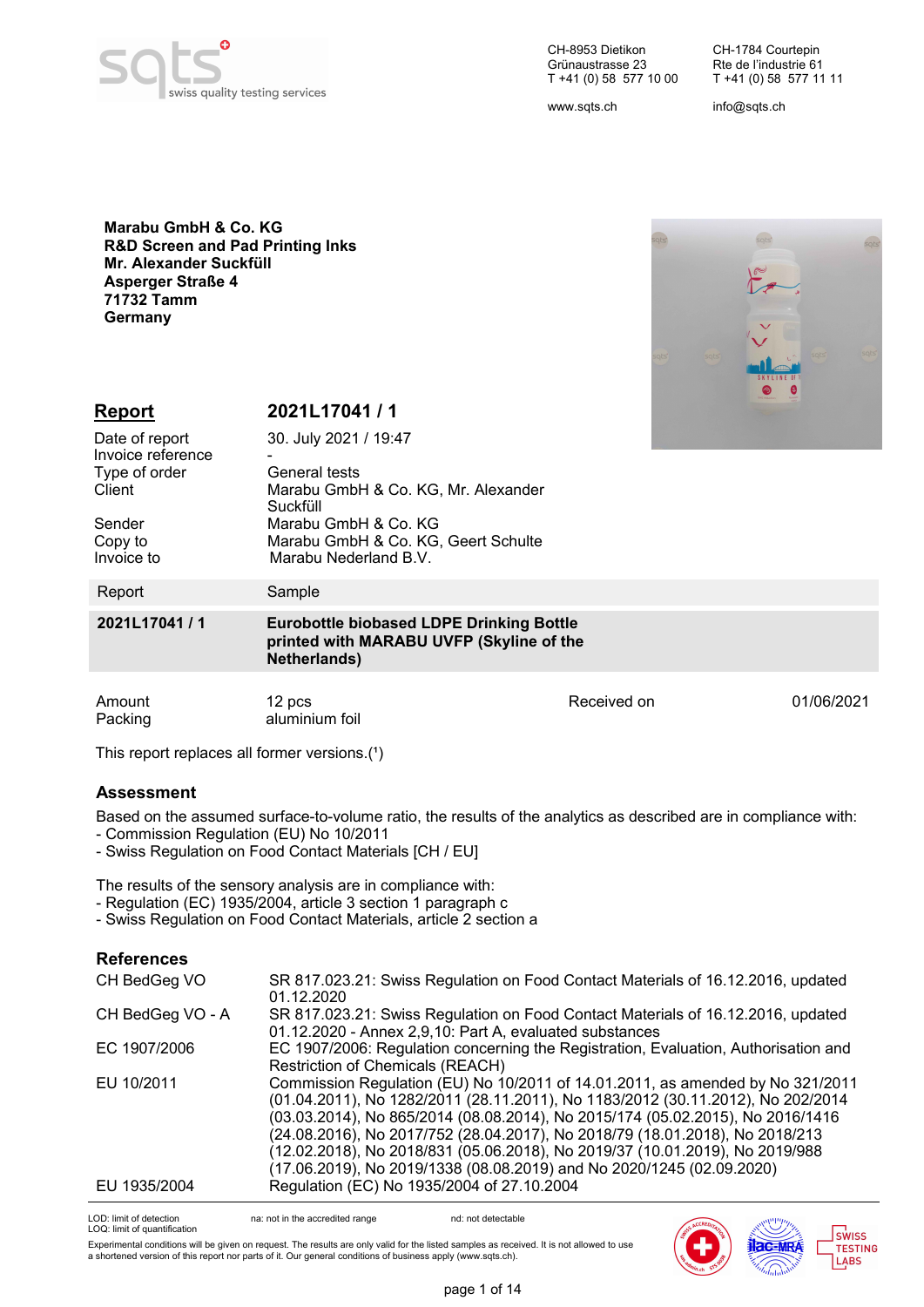sqts swiss quality testing services

CH-8953 Dietikon
Grünaustrasse 23
T +41 (0) 58 577 10 00

CH-1784 Courtepin
Rte de l'industrie 61
T +41 (0) 58 577 11 11

www.sqts.ch

info@sqts.ch

**Marabu GmbH & Co. KG**
**R&D Screen and Pad Printing Inks**
**Mr. Alexander Suckfüll**
**Asperger Straße 4**
**71732 Tamm**
**Germany**

## Report 2021L17041 / 1

| | |
|---|---|
| Date of report | 30. July 2021 / 19:47 |
| Invoice reference | - |
| Type of order | General tests |
| Client | Marabu GmbH & Co. KG, Mr. Alexander Suckfüll |
| Sender | Marabu GmbH & Co. KG |
| Copy to | Marabu GmbH & Co. KG, Geert Schulte |
| Invoice to | Marabu Nederland B.V. |

| Report | Sample |
|---|---|
| **2021L17041 / 1** | **Eurobottle biobased LDPE Drinking Bottle printed with MARABU UVFP (Skyline of the Netherlands)** |

| | | | |
|---|---|---|---|
| Amount | 12 pcs | Received on | 01/06/2021 |
| Packing | aluminium foil | | |

This report replaces all former versions.(¹)

### Assessment

Based on the assumed surface-to-volume ratio, the results of the analytics as described are in compliance with:
- Commission Regulation (EU) No 10/2011
- Swiss Regulation on Food Contact Materials [CH / EU]

The results of the sensory analysis are in compliance with:
- Regulation (EC) 1935/2004, article 3 section 1 paragraph c
- Swiss Regulation on Food Contact Materials, article 2 section a

### References

| | |
|---|---|
| CH BedGeg VO | SR 817.023.21: Swiss Regulation on Food Contact Materials of 16.12.2016, updated 01.12.2020 |
| CH BedGeg VO - A | SR 817.023.21: Swiss Regulation on Food Contact Materials of 16.12.2016, updated 01.12.2020 - Annex 2,9,10: Part A, evaluated substances |
| EC 1907/2006 | EC 1907/2006: Regulation concerning the Registration, Evaluation, Authorisation and Restriction of Chemicals (REACH) |
| EU 10/2011 | Commission Regulation (EU) No 10/2011 of 14.01.2011, as amended by No 321/2011 (01.04.2011), No 1282/2011 (28.11.2011), No 1183/2012 (30.11.2012), No 202/2014 (03.03.2014), No 865/2014 (08.08.2014), No 2015/174 (05.02.2015), No 2016/1416 (24.08.2016), No 2017/752 (28.04.2017), No 2018/79 (18.01.2018), No 2018/213 (12.02.2018), No 2018/831 (05.06.2018), No 2019/37 (10.01.2019), No 2019/988 (17.06.2019), No 2019/1338 (08.08.2019) and No 2020/1245 (02.09.2020) |
| EU 1935/2004 | Regulation (EC) No 1935/2004 of 27.10.2004 |

LOD: limit of detection
LOQ: limit of quantification
na: not in the accredited range
nd: not detectable

Experimental conditions will be given on request. The results are only valid for the listed samples as received. It is not allowed to use a shortened version of this report nor parts of it. Our general conditions of business apply (www.sqts.ch).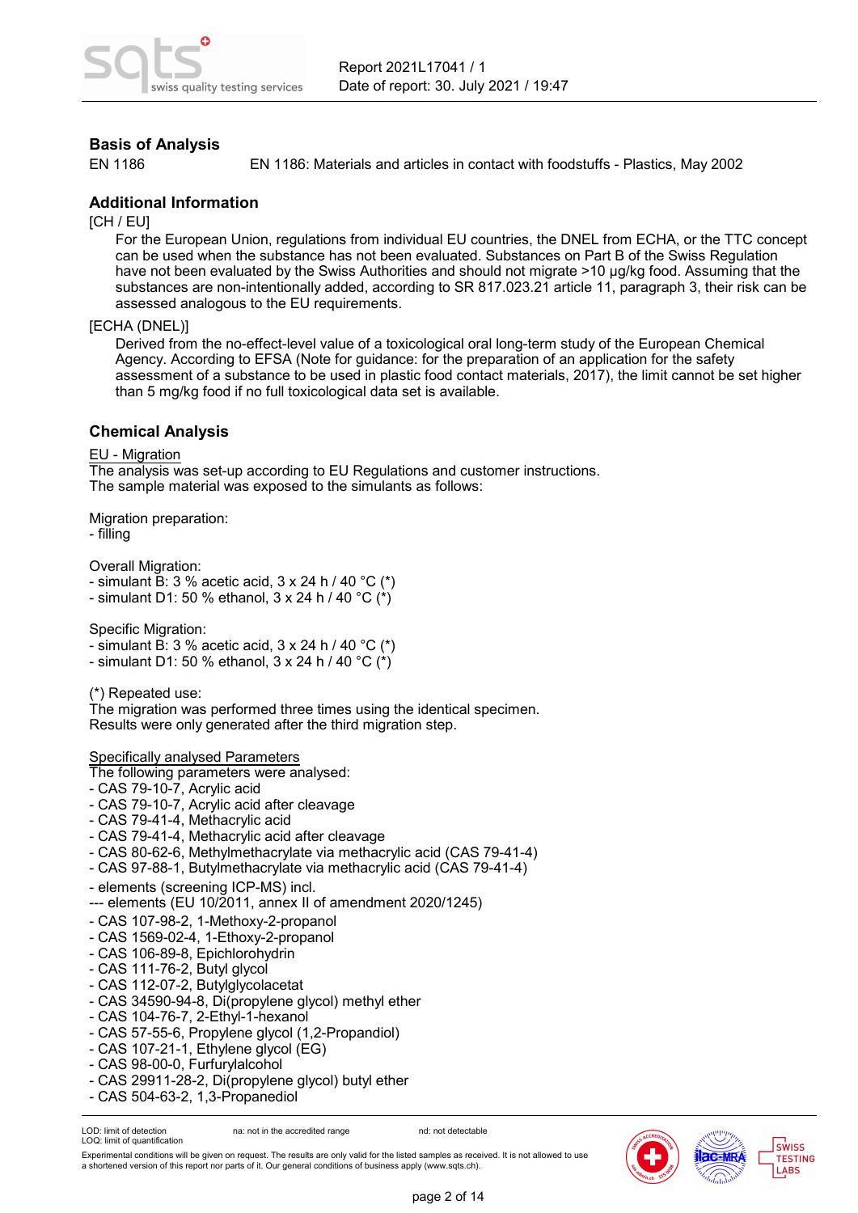## Basis of Analysis

EN 1186 — EN 1186: Materials and articles in contact with foodstuffs - Plastics, May 2002

## Additional Information

[CH / EU]

For the European Union, regulations from individual EU countries, the DNEL from ECHA, or the TTC concept can be used when the substance has not been evaluated. Substances on Part B of the Swiss Regulation have not been evaluated by the Swiss Authorities and should not migrate >10 µg/kg food. Assuming that the substances are non-intentionally added, according to SR 817.023.21 article 11, paragraph 3, their risk can be assessed analogous to the EU requirements.

[ECHA (DNEL)]

Derived from the no-effect-level value of a toxicological oral long-term study of the European Chemical Agency. According to EFSA (Note for guidance: for the preparation of an application for the safety assessment of a substance to be used in plastic food contact materials, 2017), the limit cannot be set higher than 5 mg/kg food if no full toxicological data set is available.

## Chemical Analysis

EU - Migration

The analysis was set-up according to EU Regulations and customer instructions.
The sample material was exposed to the simulants as follows:

Migration preparation:
- filling

Overall Migration:
- simulant B: 3 % acetic acid, 3 x 24 h / 40 °C (*)
- simulant D1: 50 % ethanol, 3 x 24 h / 40 °C (*)

Specific Migration:
- simulant B: 3 % acetic acid, 3 x 24 h / 40 °C (*)
- simulant D1: 50 % ethanol, 3 x 24 h / 40 °C (*)

(*) Repeated use:
The migration was performed three times using the identical specimen.
Results were only generated after the third migration step.

Specifically analysed Parameters

The following parameters were analysed:
- CAS 79-10-7, Acrylic acid
- CAS 79-10-7, Acrylic acid after cleavage
- CAS 79-41-4, Methacrylic acid
- CAS 79-41-4, Methacrylic acid after cleavage
- CAS 80-62-6, Methylmethacrylate via methacrylic acid (CAS 79-41-4)
- CAS 97-88-1, Butylmethacrylate via methacrylic acid (CAS 79-41-4)
- elements (screening ICP-MS) incl.
--- elements (EU 10/2011, annex II of amendment 2020/1245)
- CAS 107-98-2, 1-Methoxy-2-propanol
- CAS 1569-02-4, 1-Ethoxy-2-propanol
- CAS 106-89-8, Epichlorohydrin
- CAS 111-76-2, Butyl glycol
- CAS 112-07-2, Butylglycolacetat
- CAS 34590-94-8, Di(propylene glycol) methyl ether
- CAS 104-76-7, 2-Ethyl-1-hexanol
- CAS 57-55-6, Propylene glycol (1,2-Propandiol)
- CAS 107-21-1, Ethylene glycol (EG)
- CAS 98-00-0, Furfurylalcohol
- CAS 29911-28-2, Di(propylene glycol) butyl ether
- CAS 504-63-2, 1,3-Propanediol

LOD: limit of detection
LOQ: limit of quantification
na: not in the accredited range
nd: not detectable

Experimental conditions will be given on request. The results are only valid for the listed samples as received. It is not allowed to use a shortened version of this report nor parts of it. Our general conditions of business apply (www.sqts.ch).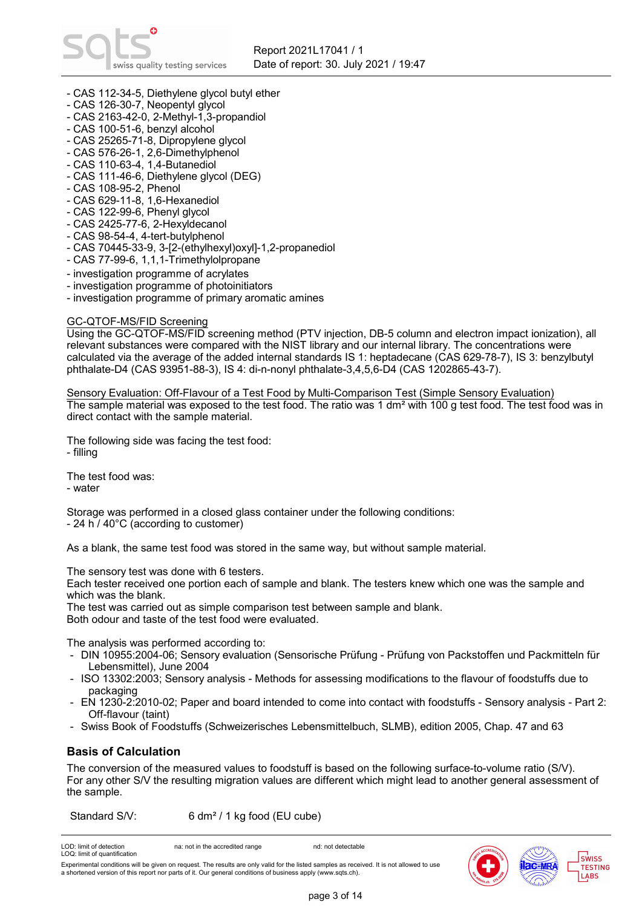- CAS 112-34-5, Diethylene glycol butyl ether
- CAS 126-30-7, Neopentyl glycol
- CAS 2163-42-0, 2-Methyl-1,3-propandiol
- CAS 100-51-6, benzyl alcohol
- CAS 25265-71-8, Dipropylene glycol
- CAS 576-26-1, 2,6-Dimethylphenol
- CAS 110-63-4, 1,4-Butanediol
- CAS 111-46-6, Diethylene glycol (DEG)
- CAS 108-95-2, Phenol
- CAS 629-11-8, 1,6-Hexanediol
- CAS 122-99-6, Phenyl glycol
- CAS 2425-77-6, 2-Hexyldecanol
- CAS 98-54-4, 4-tert-butylphenol
- CAS 70445-33-9, 3-[2-(ethylhexyl)oxyl]-1,2-propanediol
- CAS 77-99-6, 1,1,1-Trimethylolpropane
- investigation programme of acrylates
- investigation programme of photoinitiators
- investigation programme of primary aromatic amines

GC-QTOF-MS/FID Screening
Using the GC-QTOF-MS/FID screening method (PTV injection, DB-5 column and electron impact ionization), all relevant substances were compared with the NIST library and our internal library. The concentrations were calculated via the average of the added internal standards IS 1: heptadecane (CAS 629-78-7), IS 3: benzylbutyl phthalate-D4 (CAS 93951-88-3), IS 4: di-n-nonyl phthalate-3,4,5,6-D4 (CAS 1202865-43-7).

Sensory Evaluation: Off-Flavour of a Test Food by Multi-Comparison Test (Simple Sensory Evaluation)
The sample material was exposed to the test food. The ratio was 1 dm² with 100 g test food. The test food was in direct contact with the sample material.

The following side was facing the test food:
- filling

The test food was:
- water

Storage was performed in a closed glass container under the following conditions:
- 24 h / 40°C (according to customer)

As a blank, the same test food was stored in the same way, but without sample material.

The sensory test was done with 6 testers.
Each tester received one portion each of sample and blank. The testers knew which one was the sample and which was the blank.
The test was carried out as simple comparison test between sample and blank.
Both odour and taste of the test food were evaluated.

The analysis was performed according to:
- DIN 10955:2004-06; Sensory evaluation (Sensorische Prüfung - Prüfung von Packstoffen und Packmitteln für Lebensmittel), June 2004
- ISO 13302:2003; Sensory analysis - Methods for assessing modifications to the flavour of foodstuffs due to packaging
- EN 1230-2:2010-02; Paper and board intended to come into contact with foodstuffs - Sensory analysis - Part 2: Off-flavour (taint)
- Swiss Book of Foodstuffs (Schweizerisches Lebensmittelbuch, SLMB), edition 2005, Chap. 47 and 63

## Basis of Calculation

The conversion of the measured values to foodstuff is based on the following surface-to-volume ratio (S/V).
For any other S/V the resulting migration values are different which might lead to another general assessment of the sample.

Standard S/V: 6 dm² / 1 kg food (EU cube)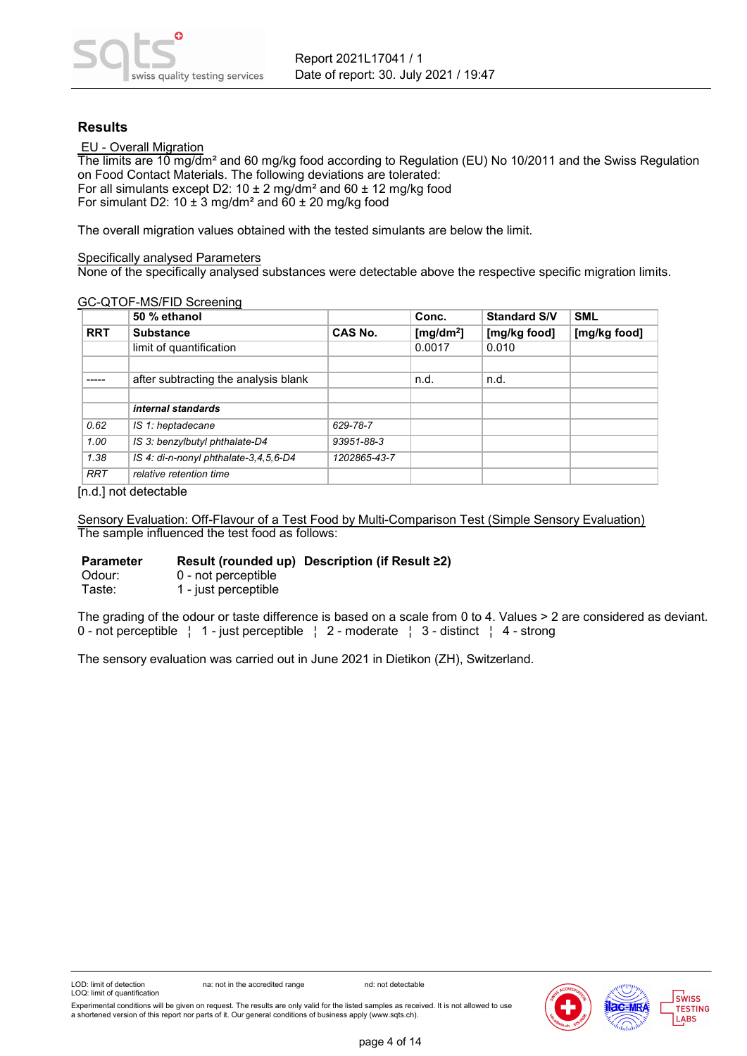## Results

EU - Overall Migration

The limits are 10 mg/dm² and 60 mg/kg food according to Regulation (EU) No 10/2011 and the Swiss Regulation on Food Contact Materials. The following deviations are tolerated:
For all simulants except D2: 10 ± 2 mg/dm² and 60 ± 12 mg/kg food
For simulant D2: 10 ± 3 mg/dm² and 60 ± 20 mg/kg food

The overall migration values obtained with the tested simulants are below the limit.

Specifically analysed Parameters

None of the specifically analysed substances were detectable above the respective specific migration limits.

GC-QTOF-MS/FID Screening

| | **50 % ethanol** | | **Conc.** | **Standard S/V** | **SML** |
|---|---|---|---|---|---|
| **RRT** | **Substance** | **CAS No.** | **[mg/dm²]** | **[mg/kg food]** | **[mg/kg food]** |
| | limit of quantification | | 0.0017 | 0.010 | |
| | | | | | |
| ----- | after subtracting the analysis blank | | n.d. | n.d. | |
| | | | | | |
| | ***internal standards*** | | | | |
| *0.62* | *IS 1: heptadecane* | *629-78-7* | | | |
| *1.00* | *IS 3: benzylbutyl phthalate-D4* | *93951-88-3* | | | |
| *1.38* | *IS 4: di-n-nonyl phthalate-3,4,5,6-D4* | *1202865-43-7* | | | |
| *RRT* | *relative retention time* | | | | |

[n.d.] not detectable

Sensory Evaluation: Off-Flavour of a Test Food by Multi-Comparison Test (Simple Sensory Evaluation)

The sample influenced the test food as follows:

| **Parameter** | **Result (rounded up)** | **Description (if Result ≥2)** |
|---|---|---|
| Odour: | 0 - not perceptible | |
| Taste: | 1 - just perceptible | |

The grading of the odour or taste difference is based on a scale from 0 to 4. Values > 2 are considered as deviant.
0 - not perceptible ¦ 1 - just perceptible ¦ 2 - moderate ¦ 3 - distinct ¦ 4 - strong

The sensory evaluation was carried out in June 2021 in Dietikon (ZH), Switzerland.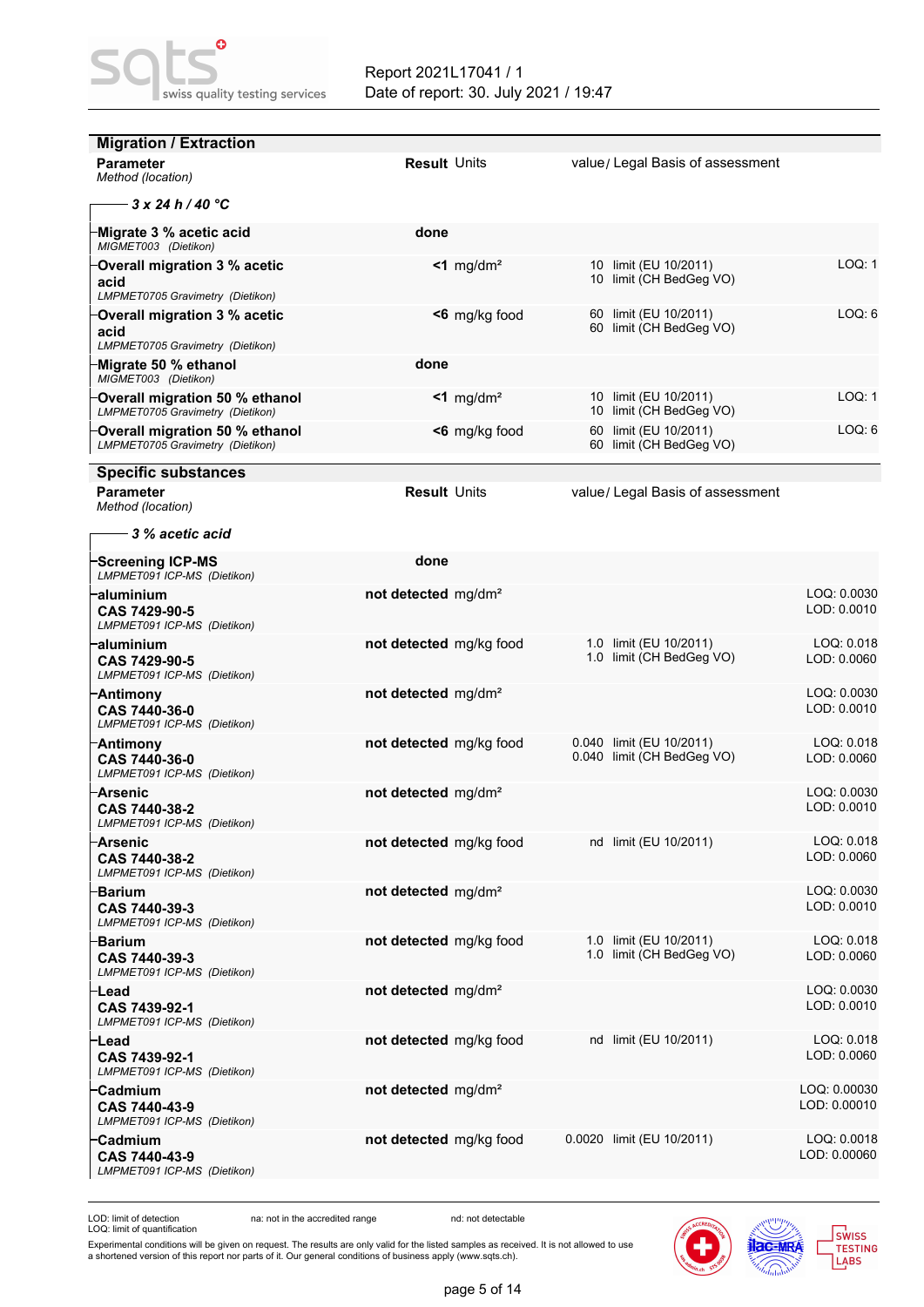Report 2021L17041 / 1
Date of report: 30. July 2021 / 19:47

## Migration / Extraction

| Parameter *Method (location)* | Result | Units | value / Legal Basis of assessment | |
|---|---|---|---|---|
| ***3 x 24 h / 40 °C*** | | | | |
| **Migrate 3 % acetic acid** *MIGMET003 (Dietikon)* | **done** | | | |
| **Overall migration 3 % acetic acid** *LMPMET0705 Gravimetry (Dietikon)* | **<1** | mg/dm² | 10 limit (EU 10/2011)<br>10 limit (CH BedGeg VO) | LOQ: 1 |
| **Overall migration 3 % acetic acid** *LMPMET0705 Gravimetry (Dietikon)* | **<6** | mg/kg food | 60 limit (EU 10/2011)<br>60 limit (CH BedGeg VO) | LOQ: 6 |
| **Migrate 50 % ethanol** *MIGMET003 (Dietikon)* | **done** | | | |
| **Overall migration 50 % ethanol** *LMPMET0705 Gravimetry (Dietikon)* | **<1** | mg/dm² | 10 limit (EU 10/2011)<br>10 limit (CH BedGeg VO) | LOQ: 1 |
| **Overall migration 50 % ethanol** *LMPMET0705 Gravimetry (Dietikon)* | **<6** | mg/kg food | 60 limit (EU 10/2011)<br>60 limit (CH BedGeg VO) | LOQ: 6 |

## Specific substances

| Parameter *Method (location)* | Result | Units | value / Legal Basis of assessment | |
|---|---|---|---|---|
| ***3 % acetic acid*** | | | | |
| **Screening ICP-MS** *LMPMET091 ICP-MS (Dietikon)* | **done** | | | |
| **aluminium CAS 7429-90-5** *LMPMET091 ICP-MS (Dietikon)* | **not detected** | mg/dm² | | LOQ: 0.0030<br>LOD: 0.0010 |
| **aluminium CAS 7429-90-5** *LMPMET091 ICP-MS (Dietikon)* | **not detected** | mg/kg food | 1.0 limit (EU 10/2011)<br>1.0 limit (CH BedGeg VO) | LOQ: 0.018<br>LOD: 0.0060 |
| **Antimony CAS 7440-36-0** *LMPMET091 ICP-MS (Dietikon)* | **not detected** | mg/dm² | | LOQ: 0.0030<br>LOD: 0.0010 |
| **Antimony CAS 7440-36-0** *LMPMET091 ICP-MS (Dietikon)* | **not detected** | mg/kg food | 0.040 limit (EU 10/2011)<br>0.040 limit (CH BedGeg VO) | LOQ: 0.018<br>LOD: 0.0060 |
| **Arsenic CAS 7440-38-2** *LMPMET091 ICP-MS (Dietikon)* | **not detected** | mg/dm² | | LOQ: 0.0030<br>LOD: 0.0010 |
| **Arsenic CAS 7440-38-2** *LMPMET091 ICP-MS (Dietikon)* | **not detected** | mg/kg food | nd limit (EU 10/2011) | LOQ: 0.018<br>LOD: 0.0060 |
| **Barium CAS 7440-39-3** *LMPMET091 ICP-MS (Dietikon)* | **not detected** | mg/dm² | | LOQ: 0.0030<br>LOD: 0.0010 |
| **Barium CAS 7440-39-3** *LMPMET091 ICP-MS (Dietikon)* | **not detected** | mg/kg food | 1.0 limit (EU 10/2011)<br>1.0 limit (CH BedGeg VO) | LOQ: 0.018<br>LOD: 0.0060 |
| **Lead CAS 7439-92-1** *LMPMET091 ICP-MS (Dietikon)* | **not detected** | mg/dm² | | LOQ: 0.0030<br>LOD: 0.0010 |
| **Lead CAS 7439-92-1** *LMPMET091 ICP-MS (Dietikon)* | **not detected** | mg/kg food | nd limit (EU 10/2011) | LOQ: 0.018<br>LOD: 0.0060 |
| **Cadmium CAS 7440-43-9** *LMPMET091 ICP-MS (Dietikon)* | **not detected** | mg/dm² | | LOQ: 0.00030<br>LOD: 0.00010 |
| **Cadmium CAS 7440-43-9** *LMPMET091 ICP-MS (Dietikon)* | **not detected** | mg/kg food | 0.0020 limit (EU 10/2011) | LOQ: 0.0018<br>LOD: 0.00060 |

LOD: limit of detection
LOQ: limit of quantification
na: not in the accredited range
nd: not detectable

Experimental conditions will be given on request. The results are only valid for the listed samples as received. It is not allowed to use a shortened version of this report nor parts of it. Our general conditions of business apply (www.sqts.ch).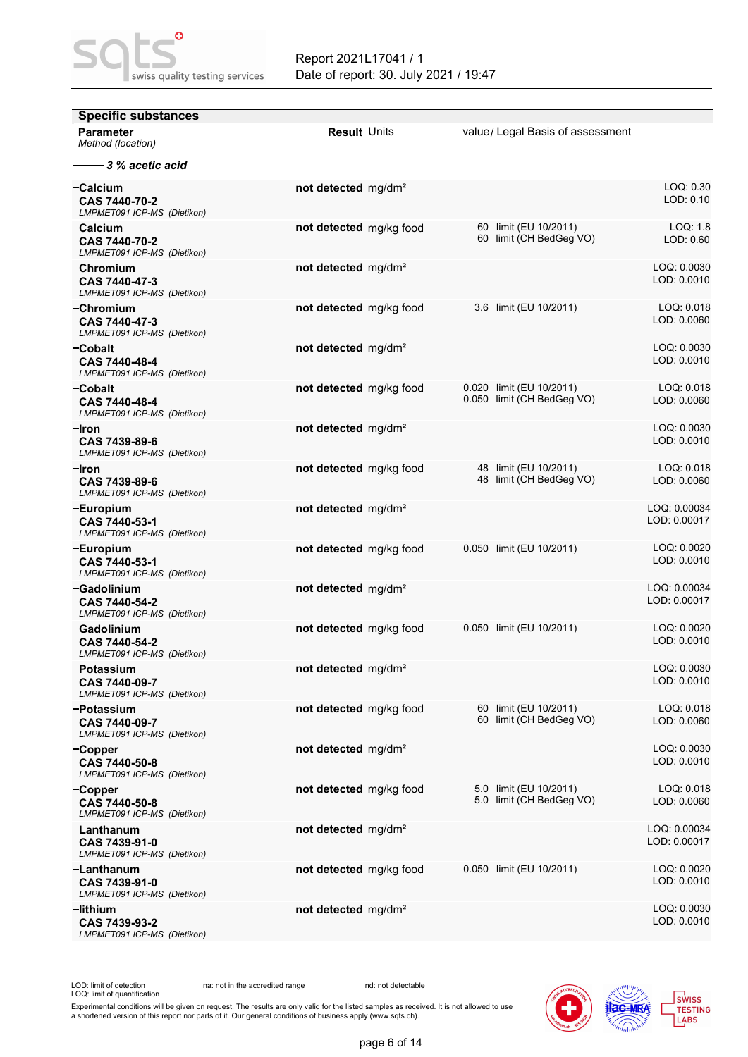Report 2021L17041 / 1
Date of report: 30. July 2021 / 19:47

## Specific substances

| Parameter *Method (location)* | Result | Units | value / Legal Basis of assessment | |
|---|---|---|---|---|
| ***3 % acetic acid*** | | | | |
| **Calcium** **CAS 7440-70-2** *LMPMET091 ICP-MS (Dietikon)* | **not detected** | mg/dm² | | LOQ: 0.30 LOD: 0.10 |
| **Calcium** **CAS 7440-70-2** *LMPMET091 ICP-MS (Dietikon)* | **not detected** | mg/kg food | 60 limit (EU 10/2011) 60 limit (CH BedGeg VO) | LOQ: 1.8 LOD: 0.60 |
| **Chromium** **CAS 7440-47-3** *LMPMET091 ICP-MS (Dietikon)* | **not detected** | mg/dm² | | LOQ: 0.0030 LOD: 0.0010 |
| **Chromium** **CAS 7440-47-3** *LMPMET091 ICP-MS (Dietikon)* | **not detected** | mg/kg food | 3.6 limit (EU 10/2011) | LOQ: 0.018 LOD: 0.0060 |
| **Cobalt** **CAS 7440-48-4** *LMPMET091 ICP-MS (Dietikon)* | **not detected** | mg/dm² | | LOQ: 0.0030 LOD: 0.0010 |
| **Cobalt** **CAS 7440-48-4** *LMPMET091 ICP-MS (Dietikon)* | **not detected** | mg/kg food | 0.020 limit (EU 10/2011) 0.050 limit (CH BedGeg VO) | LOQ: 0.018 LOD: 0.0060 |
| **Iron** **CAS 7439-89-6** *LMPMET091 ICP-MS (Dietikon)* | **not detected** | mg/dm² | | LOQ: 0.0030 LOD: 0.0010 |
| **Iron** **CAS 7439-89-6** *LMPMET091 ICP-MS (Dietikon)* | **not detected** | mg/kg food | 48 limit (EU 10/2011) 48 limit (CH BedGeg VO) | LOQ: 0.018 LOD: 0.0060 |
| **Europium** **CAS 7440-53-1** *LMPMET091 ICP-MS (Dietikon)* | **not detected** | mg/dm² | | LOQ: 0.00034 LOD: 0.00017 |
| **Europium** **CAS 7440-53-1** *LMPMET091 ICP-MS (Dietikon)* | **not detected** | mg/kg food | 0.050 limit (EU 10/2011) | LOQ: 0.0020 LOD: 0.0010 |
| **Gadolinium** **CAS 7440-54-2** *LMPMET091 ICP-MS (Dietikon)* | **not detected** | mg/dm² | | LOQ: 0.00034 LOD: 0.00017 |
| **Gadolinium** **CAS 7440-54-2** *LMPMET091 ICP-MS (Dietikon)* | **not detected** | mg/kg food | 0.050 limit (EU 10/2011) | LOQ: 0.0020 LOD: 0.0010 |
| **Potassium** **CAS 7440-09-7** *LMPMET091 ICP-MS (Dietikon)* | **not detected** | mg/dm² | | LOQ: 0.0030 LOD: 0.0010 |
| **Potassium** **CAS 7440-09-7** *LMPMET091 ICP-MS (Dietikon)* | **not detected** | mg/kg food | 60 limit (EU 10/2011) 60 limit (CH BedGeg VO) | LOQ: 0.018 LOD: 0.0060 |
| **Copper** **CAS 7440-50-8** *LMPMET091 ICP-MS (Dietikon)* | **not detected** | mg/dm² | | LOQ: 0.0030 LOD: 0.0010 |
| **Copper** **CAS 7440-50-8** *LMPMET091 ICP-MS (Dietikon)* | **not detected** | mg/kg food | 5.0 limit (EU 10/2011) 5.0 limit (CH BedGeg VO) | LOQ: 0.018 LOD: 0.0060 |
| **Lanthanum** **CAS 7439-91-0** *LMPMET091 ICP-MS (Dietikon)* | **not detected** | mg/dm² | | LOQ: 0.00034 LOD: 0.00017 |
| **Lanthanum** **CAS 7439-91-0** *LMPMET091 ICP-MS (Dietikon)* | **not detected** | mg/kg food | 0.050 limit (EU 10/2011) | LOQ: 0.0020 LOD: 0.0010 |
| **lithium** **CAS 7439-93-2** *LMPMET091 ICP-MS (Dietikon)* | **not detected** | mg/dm² | | LOQ: 0.0030 LOD: 0.0010 |

LOD: limit of detection
LOQ: limit of quantification
na: not in the accredited range
nd: not detectable

Experimental conditions will be given on request. The results are only valid for the listed samples as received. It is not allowed to use a shortened version of this report nor parts of it. Our general conditions of business apply (www.sqts.ch).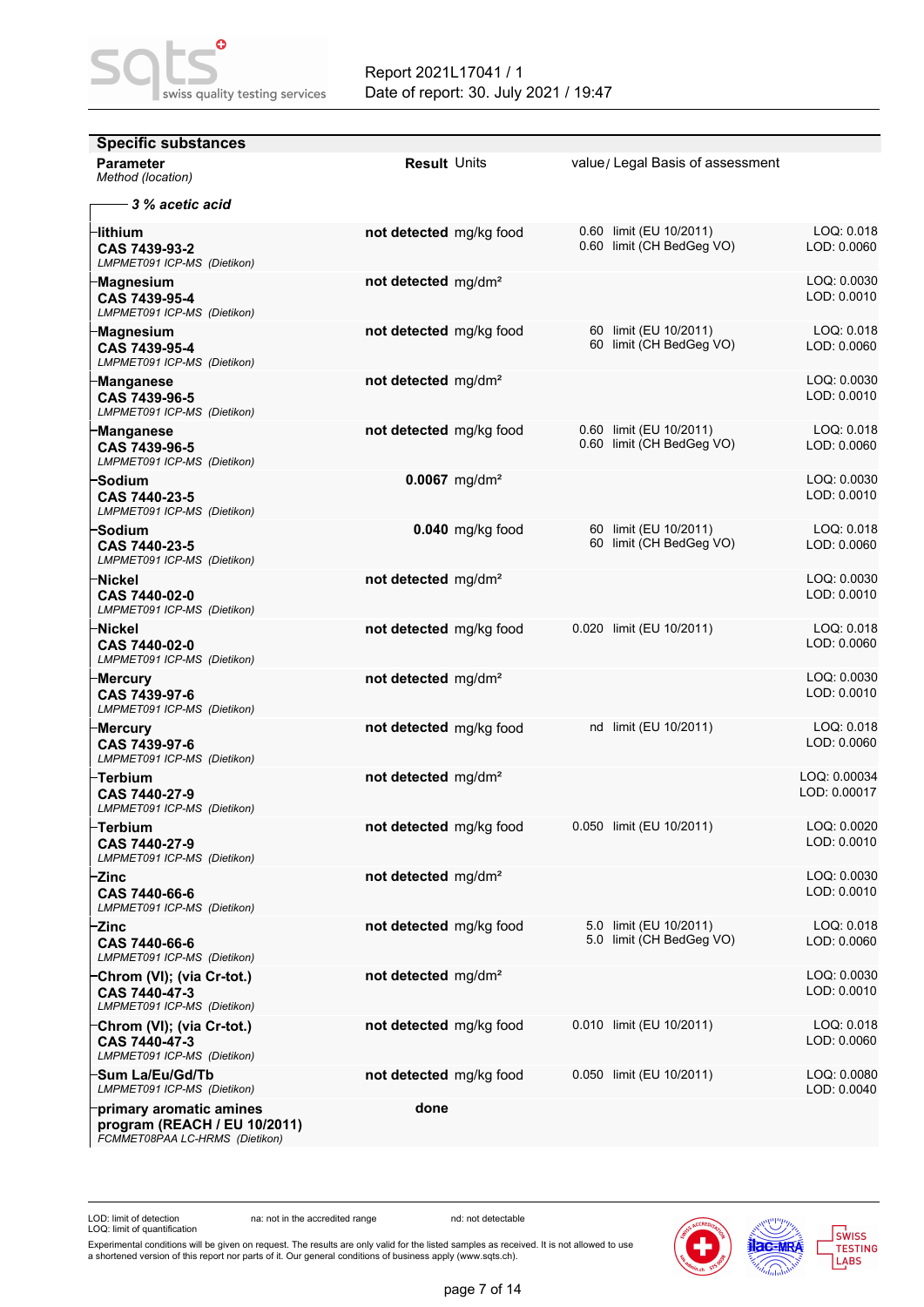Report 2021L17041 / 1
Date of report: 30. July 2021 / 19:47

## Specific substances

| Parameter / Method (location) | Result | Units | value / Legal Basis of assessment | LOQ / LOD |
|---|---|---|---|---|
| *3 % acetic acid* | | | | |
| **lithium** **CAS 7439-93-2** *LMPMET091 ICP-MS (Dietikon)* | **not detected** | mg/kg food | 0.60 limit (EU 10/2011) 0.60 limit (CH BedGeg VO) | LOQ: 0.018 LOD: 0.0060 |
| **Magnesium** **CAS 7439-95-4** *LMPMET091 ICP-MS (Dietikon)* | **not detected** | mg/dm² | | LOQ: 0.0030 LOD: 0.0010 |
| **Magnesium** **CAS 7439-95-4** *LMPMET091 ICP-MS (Dietikon)* | **not detected** | mg/kg food | 60 limit (EU 10/2011) 60 limit (CH BedGeg VO) | LOQ: 0.018 LOD: 0.0060 |
| **Manganese** **CAS 7439-96-5** *LMPMET091 ICP-MS (Dietikon)* | **not detected** | mg/dm² | | LOQ: 0.0030 LOD: 0.0010 |
| **Manganese** **CAS 7439-96-5** *LMPMET091 ICP-MS (Dietikon)* | **not detected** | mg/kg food | 0.60 limit (EU 10/2011) 0.60 limit (CH BedGeg VO) | LOQ: 0.018 LOD: 0.0060 |
| **Sodium** **CAS 7440-23-5** *LMPMET091 ICP-MS (Dietikon)* | **0.0067** | mg/dm² | | LOQ: 0.0030 LOD: 0.0010 |
| **Sodium** **CAS 7440-23-5** *LMPMET091 ICP-MS (Dietikon)* | **0.040** | mg/kg food | 60 limit (EU 10/2011) 60 limit (CH BedGeg VO) | LOQ: 0.018 LOD: 0.0060 |
| **Nickel** **CAS 7440-02-0** *LMPMET091 ICP-MS (Dietikon)* | **not detected** | mg/dm² | | LOQ: 0.0030 LOD: 0.0010 |
| **Nickel** **CAS 7440-02-0** *LMPMET091 ICP-MS (Dietikon)* | **not detected** | mg/kg food | 0.020 limit (EU 10/2011) | LOQ: 0.018 LOD: 0.0060 |
| **Mercury** **CAS 7439-97-6** *LMPMET091 ICP-MS (Dietikon)* | **not detected** | mg/dm² | | LOQ: 0.0030 LOD: 0.0010 |
| **Mercury** **CAS 7439-97-6** *LMPMET091 ICP-MS (Dietikon)* | **not detected** | mg/kg food | nd limit (EU 10/2011) | LOQ: 0.018 LOD: 0.0060 |
| **Terbium** **CAS 7440-27-9** *LMPMET091 ICP-MS (Dietikon)* | **not detected** | mg/dm² | | LOQ: 0.00034 LOD: 0.00017 |
| **Terbium** **CAS 7440-27-9** *LMPMET091 ICP-MS (Dietikon)* | **not detected** | mg/kg food | 0.050 limit (EU 10/2011) | LOQ: 0.0020 LOD: 0.0010 |
| **Zinc** **CAS 7440-66-6** *LMPMET091 ICP-MS (Dietikon)* | **not detected** | mg/dm² | | LOQ: 0.0030 LOD: 0.0010 |
| **Zinc** **CAS 7440-66-6** *LMPMET091 ICP-MS (Dietikon)* | **not detected** | mg/kg food | 5.0 limit (EU 10/2011) 5.0 limit (CH BedGeg VO) | LOQ: 0.018 LOD: 0.0060 |
| **Chrom (VI); (via Cr-tot.)** **CAS 7440-47-3** *LMPMET091 ICP-MS (Dietikon)* | **not detected** | mg/dm² | | LOQ: 0.0030 LOD: 0.0010 |
| **Chrom (VI); (via Cr-tot.)** **CAS 7440-47-3** *LMPMET091 ICP-MS (Dietikon)* | **not detected** | mg/kg food | 0.010 limit (EU 10/2011) | LOQ: 0.018 LOD: 0.0060 |
| **Sum La/Eu/Gd/Tb** *LMPMET091 ICP-MS (Dietikon)* | **not detected** | mg/kg food | 0.050 limit (EU 10/2011) | LOQ: 0.0080 LOD: 0.0040 |
| **primary aromatic amines program (REACH / EU 10/2011)** *FCMMET08PAA LC-HRMS (Dietikon)* | **done** | | | |

LOD: limit of detection
LOQ: limit of quantification
na: not in the accredited range
nd: not detectable

Experimental conditions will be given on request. The results are only valid for the listed samples as received. It is not allowed to use a shortened version of this report nor parts of it. Our general conditions of business apply (www.sqts.ch).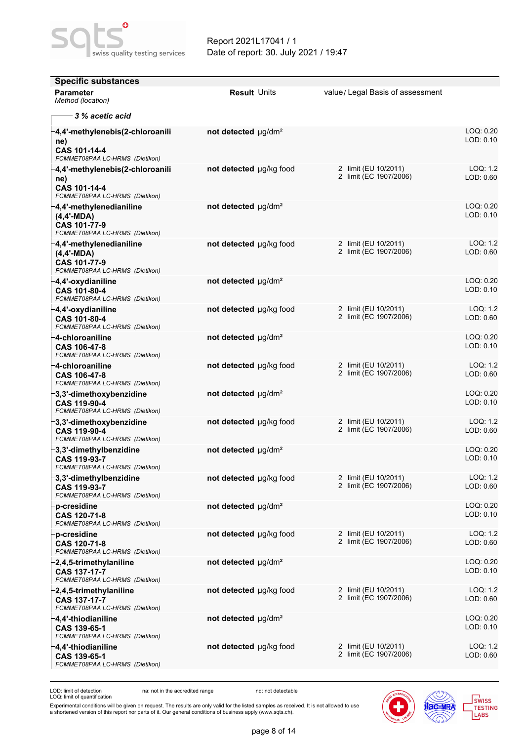## Specific substances

| Parameter<br>*Method (location)* | Result | Units | value / Legal Basis of assessment | |
|---|---|---|---|---|
| ***3 % acetic acid*** | | | | |
| **4,4'-methylenebis(2-chloroaniline)**<br>**CAS 101-14-4**<br>*FCMMET08PAA LC-HRMS (Dietikon)* | **not detected** | µg/dm² | | LOQ: 0.20<br>LOD: 0.10 |
| **4,4'-methylenebis(2-chloroaniline)**<br>**CAS 101-14-4**<br>*FCMMET08PAA LC-HRMS (Dietikon)* | **not detected** | µg/kg food | 2 limit (EU 10/2011)<br>2 limit (EC 1907/2006) | LOQ: 1.2<br>LOD: 0.60 |
| **4,4'-methylenedianiline (4,4'-MDA)**<br>**CAS 101-77-9**<br>*FCMMET08PAA LC-HRMS (Dietikon)* | **not detected** | µg/dm² | | LOQ: 0.20<br>LOD: 0.10 |
| **4,4'-methylenedianiline (4,4'-MDA)**<br>**CAS 101-77-9**<br>*FCMMET08PAA LC-HRMS (Dietikon)* | **not detected** | µg/kg food | 2 limit (EU 10/2011)<br>2 limit (EC 1907/2006) | LOQ: 1.2<br>LOD: 0.60 |
| **4,4'-oxydianiline**<br>**CAS 101-80-4**<br>*FCMMET08PAA LC-HRMS (Dietikon)* | **not detected** | µg/dm² | | LOQ: 0.20<br>LOD: 0.10 |
| **4,4'-oxydianiline**<br>**CAS 101-80-4**<br>*FCMMET08PAA LC-HRMS (Dietikon)* | **not detected** | µg/kg food | 2 limit (EU 10/2011)<br>2 limit (EC 1907/2006) | LOQ: 1.2<br>LOD: 0.60 |
| **4-chloroaniline**<br>**CAS 106-47-8**<br>*FCMMET08PAA LC-HRMS (Dietikon)* | **not detected** | µg/dm² | | LOQ: 0.20<br>LOD: 0.10 |
| **4-chloroaniline**<br>**CAS 106-47-8**<br>*FCMMET08PAA LC-HRMS (Dietikon)* | **not detected** | µg/kg food | 2 limit (EU 10/2011)<br>2 limit (EC 1907/2006) | LOQ: 1.2<br>LOD: 0.60 |
| **3,3'-dimethoxybenzidine**<br>**CAS 119-90-4**<br>*FCMMET08PAA LC-HRMS (Dietikon)* | **not detected** | µg/dm² | | LOQ: 0.20<br>LOD: 0.10 |
| **3,3'-dimethoxybenzidine**<br>**CAS 119-90-4**<br>*FCMMET08PAA LC-HRMS (Dietikon)* | **not detected** | µg/kg food | 2 limit (EU 10/2011)<br>2 limit (EC 1907/2006) | LOQ: 1.2<br>LOD: 0.60 |
| **3,3'-dimethylbenzidine**<br>**CAS 119-93-7**<br>*FCMMET08PAA LC-HRMS (Dietikon)* | **not detected** | µg/dm² | | LOQ: 0.20<br>LOD: 0.10 |
| **3,3'-dimethylbenzidine**<br>**CAS 119-93-7**<br>*FCMMET08PAA LC-HRMS (Dietikon)* | **not detected** | µg/kg food | 2 limit (EU 10/2011)<br>2 limit (EC 1907/2006) | LOQ: 1.2<br>LOD: 0.60 |
| **p-cresidine**<br>**CAS 120-71-8**<br>*FCMMET08PAA LC-HRMS (Dietikon)* | **not detected** | µg/dm² | | LOQ: 0.20<br>LOD: 0.10 |
| **p-cresidine**<br>**CAS 120-71-8**<br>*FCMMET08PAA LC-HRMS (Dietikon)* | **not detected** | µg/kg food | 2 limit (EU 10/2011)<br>2 limit (EC 1907/2006) | LOQ: 1.2<br>LOD: 0.60 |
| **2,4,5-trimethylaniline**<br>**CAS 137-17-7**<br>*FCMMET08PAA LC-HRMS (Dietikon)* | **not detected** | µg/dm² | | LOQ: 0.20<br>LOD: 0.10 |
| **2,4,5-trimethylaniline**<br>**CAS 137-17-7**<br>*FCMMET08PAA LC-HRMS (Dietikon)* | **not detected** | µg/kg food | 2 limit (EU 10/2011)<br>2 limit (EC 1907/2006) | LOQ: 1.2<br>LOD: 0.60 |
| **4,4'-thiodianiline**<br>**CAS 139-65-1**<br>*FCMMET08PAA LC-HRMS (Dietikon)* | **not detected** | µg/dm² | | LOQ: 0.20<br>LOD: 0.10 |
| **4,4'-thiodianiline**<br>**CAS 139-65-1**<br>*FCMMET08PAA LC-HRMS (Dietikon)* | **not detected** | µg/kg food | 2 limit (EU 10/2011)<br>2 limit (EC 1907/2006) | LOQ: 1.2<br>LOD: 0.60 |

LOD: limit of detection  
LOQ: limit of quantification  
na: not in the accredited range  
nd: not detectable

Experimental conditions will be given on request. The results are only valid for the listed samples as received. It is not allowed to use a shortened version of this report nor parts of it. Our general conditions of business apply (www.sqts.ch).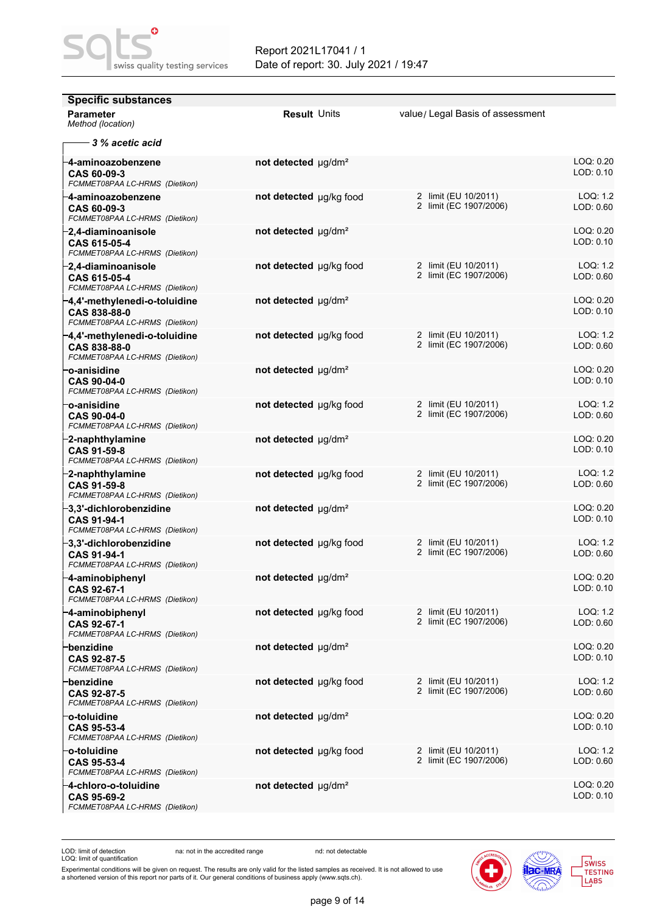## Specific substances

| Parameter<br>*Method (location)* | Result | Units | value / Legal Basis of assessment | |
|---|---|---|---|---|
| ***3 % acetic acid*** | | | | |
| **4-aminoazobenzene**<br>**CAS 60-09-3**<br>*FCMMET08PAA LC-HRMS (Dietikon)* | **not detected** | µg/dm² | | LOQ: 0.20<br>LOD: 0.10 |
| **4-aminoazobenzene**<br>**CAS 60-09-3**<br>*FCMMET08PAA LC-HRMS (Dietikon)* | **not detected** | µg/kg food | 2 limit (EU 10/2011)<br>2 limit (EC 1907/2006) | LOQ: 1.2<br>LOD: 0.60 |
| **2,4-diaminoanisole**<br>**CAS 615-05-4**<br>*FCMMET08PAA LC-HRMS (Dietikon)* | **not detected** | µg/dm² | | LOQ: 0.20<br>LOD: 0.10 |
| **2,4-diaminoanisole**<br>**CAS 615-05-4**<br>*FCMMET08PAA LC-HRMS (Dietikon)* | **not detected** | µg/kg food | 2 limit (EU 10/2011)<br>2 limit (EC 1907/2006) | LOQ: 1.2<br>LOD: 0.60 |
| **4,4'-methylenedi-o-toluidine**<br>**CAS 838-88-0**<br>*FCMMET08PAA LC-HRMS (Dietikon)* | **not detected** | µg/dm² | | LOQ: 0.20<br>LOD: 0.10 |
| **4,4'-methylenedi-o-toluidine**<br>**CAS 838-88-0**<br>*FCMMET08PAA LC-HRMS (Dietikon)* | **not detected** | µg/kg food | 2 limit (EU 10/2011)<br>2 limit (EC 1907/2006) | LOQ: 1.2<br>LOD: 0.60 |
| **o-anisidine**<br>**CAS 90-04-0**<br>*FCMMET08PAA LC-HRMS (Dietikon)* | **not detected** | µg/dm² | | LOQ: 0.20<br>LOD: 0.10 |
| **o-anisidine**<br>**CAS 90-04-0**<br>*FCMMET08PAA LC-HRMS (Dietikon)* | **not detected** | µg/kg food | 2 limit (EU 10/2011)<br>2 limit (EC 1907/2006) | LOQ: 1.2<br>LOD: 0.60 |
| **2-naphthylamine**<br>**CAS 91-59-8**<br>*FCMMET08PAA LC-HRMS (Dietikon)* | **not detected** | µg/dm² | | LOQ: 0.20<br>LOD: 0.10 |
| **2-naphthylamine**<br>**CAS 91-59-8**<br>*FCMMET08PAA LC-HRMS (Dietikon)* | **not detected** | µg/kg food | 2 limit (EU 10/2011)<br>2 limit (EC 1907/2006) | LOQ: 1.2<br>LOD: 0.60 |
| **3,3'-dichlorobenzidine**<br>**CAS 91-94-1**<br>*FCMMET08PAA LC-HRMS (Dietikon)* | **not detected** | µg/dm² | | LOQ: 0.20<br>LOD: 0.10 |
| **3,3'-dichlorobenzidine**<br>**CAS 91-94-1**<br>*FCMMET08PAA LC-HRMS (Dietikon)* | **not detected** | µg/kg food | 2 limit (EU 10/2011)<br>2 limit (EC 1907/2006) | LOQ: 1.2<br>LOD: 0.60 |
| **4-aminobiphenyl**<br>**CAS 92-67-1**<br>*FCMMET08PAA LC-HRMS (Dietikon)* | **not detected** | µg/dm² | | LOQ: 0.20<br>LOD: 0.10 |
| **4-aminobiphenyl**<br>**CAS 92-67-1**<br>*FCMMET08PAA LC-HRMS (Dietikon)* | **not detected** | µg/kg food | 2 limit (EU 10/2011)<br>2 limit (EC 1907/2006) | LOQ: 1.2<br>LOD: 0.60 |
| **benzidine**<br>**CAS 92-87-5**<br>*FCMMET08PAA LC-HRMS (Dietikon)* | **not detected** | µg/dm² | | LOQ: 0.20<br>LOD: 0.10 |
| **benzidine**<br>**CAS 92-87-5**<br>*FCMMET08PAA LC-HRMS (Dietikon)* | **not detected** | µg/kg food | 2 limit (EU 10/2011)<br>2 limit (EC 1907/2006) | LOQ: 1.2<br>LOD: 0.60 |
| **o-toluidine**<br>**CAS 95-53-4**<br>*FCMMET08PAA LC-HRMS (Dietikon)* | **not detected** | µg/dm² | | LOQ: 0.20<br>LOD: 0.10 |
| **o-toluidine**<br>**CAS 95-53-4**<br>*FCMMET08PAA LC-HRMS (Dietikon)* | **not detected** | µg/kg food | 2 limit (EU 10/2011)<br>2 limit (EC 1907/2006) | LOQ: 1.2<br>LOD: 0.60 |
| **4-chloro-o-toluidine**<br>**CAS 95-69-2**<br>*FCMMET08PAA LC-HRMS (Dietikon)* | **not detected** | µg/dm² | | LOQ: 0.20<br>LOD: 0.10 |

LOD: limit of detection  na: not in the accredited range  nd: not detectable
LOQ: limit of quantification

Experimental conditions will be given on request. The results are only valid for the listed samples as received. It is not allowed to use a shortened version of this report nor parts of it. Our general conditions of business apply (www.sqts.ch).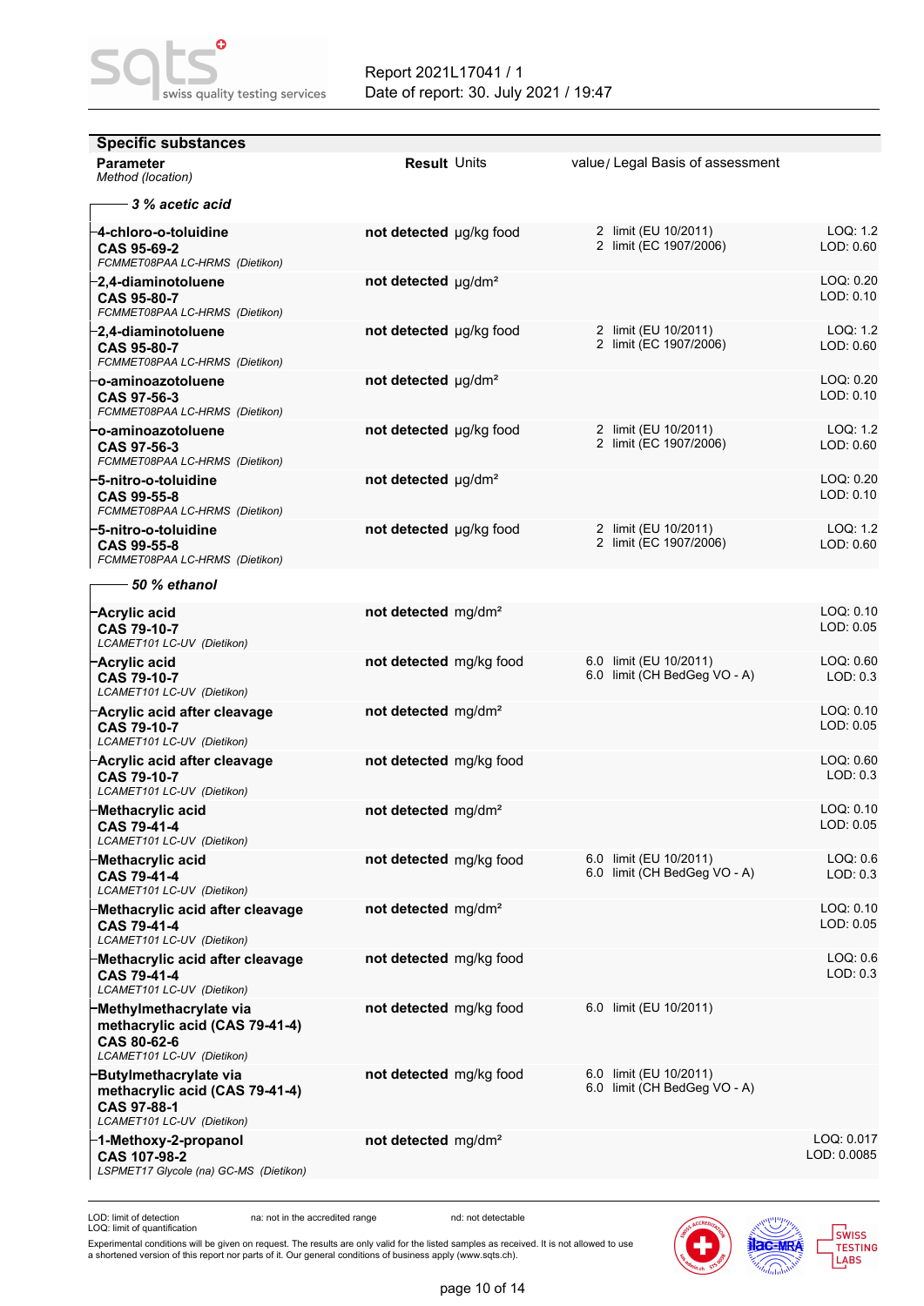## Specific substances

| Parameter / Method (location) | Result | Units | value | Legal Basis of assessment | |
|---|---|---|---|---|---|
| ***3 % acetic acid*** | | | | | |
| **4-chloro-o-toluidine**<br>**CAS 95-69-2**<br>*FCMMET08PAA LC-HRMS (Dietikon)* | **not detected** | µg/kg food | 2<br>2 | limit (EU 10/2011)<br>limit (EC 1907/2006) | LOQ: 1.2<br>LOD: 0.60 |
| **2,4-diaminotoluene**<br>**CAS 95-80-7**<br>*FCMMET08PAA LC-HRMS (Dietikon)* | **not detected** | µg/dm² | | | LOQ: 0.20<br>LOD: 0.10 |
| **2,4-diaminotoluene**<br>**CAS 95-80-7**<br>*FCMMET08PAA LC-HRMS (Dietikon)* | **not detected** | µg/kg food | 2<br>2 | limit (EU 10/2011)<br>limit (EC 1907/2006) | LOQ: 1.2<br>LOD: 0.60 |
| **o-aminoazotoluene**<br>**CAS 97-56-3**<br>*FCMMET08PAA LC-HRMS (Dietikon)* | **not detected** | µg/dm² | | | LOQ: 0.20<br>LOD: 0.10 |
| **o-aminoazotoluene**<br>**CAS 97-56-3**<br>*FCMMET08PAA LC-HRMS (Dietikon)* | **not detected** | µg/kg food | 2<br>2 | limit (EU 10/2011)<br>limit (EC 1907/2006) | LOQ: 1.2<br>LOD: 0.60 |
| **5-nitro-o-toluidine**<br>**CAS 99-55-8**<br>*FCMMET08PAA LC-HRMS (Dietikon)* | **not detected** | µg/dm² | | | LOQ: 0.20<br>LOD: 0.10 |
| **5-nitro-o-toluidine**<br>**CAS 99-55-8**<br>*FCMMET08PAA LC-HRMS (Dietikon)* | **not detected** | µg/kg food | 2<br>2 | limit (EU 10/2011)<br>limit (EC 1907/2006) | LOQ: 1.2<br>LOD: 0.60 |
| ***50 % ethanol*** | | | | | |
| **Acrylic acid**<br>**CAS 79-10-7**<br>*LCAMET101 LC-UV (Dietikon)* | **not detected** | mg/dm² | | | LOQ: 0.10<br>LOD: 0.05 |
| **Acrylic acid**<br>**CAS 79-10-7**<br>*LCAMET101 LC-UV (Dietikon)* | **not detected** | mg/kg food | 6.0<br>6.0 | limit (EU 10/2011)<br>limit (CH BedGeg VO - A) | LOQ: 0.60<br>LOD: 0.3 |
| **Acrylic acid after cleavage**<br>**CAS 79-10-7**<br>*LCAMET101 LC-UV (Dietikon)* | **not detected** | mg/dm² | | | LOQ: 0.10<br>LOD: 0.05 |
| **Acrylic acid after cleavage**<br>**CAS 79-10-7**<br>*LCAMET101 LC-UV (Dietikon)* | **not detected** | mg/kg food | | | LOQ: 0.60<br>LOD: 0.3 |
| **Methacrylic acid**<br>**CAS 79-41-4**<br>*LCAMET101 LC-UV (Dietikon)* | **not detected** | mg/dm² | | | LOQ: 0.10<br>LOD: 0.05 |
| **Methacrylic acid**<br>**CAS 79-41-4**<br>*LCAMET101 LC-UV (Dietikon)* | **not detected** | mg/kg food | 6.0<br>6.0 | limit (EU 10/2011)<br>limit (CH BedGeg VO - A) | LOQ: 0.6<br>LOD: 0.3 |
| **Methacrylic acid after cleavage**<br>**CAS 79-41-4**<br>*LCAMET101 LC-UV (Dietikon)* | **not detected** | mg/dm² | | | LOQ: 0.10<br>LOD: 0.05 |
| **Methacrylic acid after cleavage**<br>**CAS 79-41-4**<br>*LCAMET101 LC-UV (Dietikon)* | **not detected** | mg/kg food | | | LOQ: 0.6<br>LOD: 0.3 |
| **Methylmethacrylate via methacrylic acid (CAS 79-41-4)**<br>**CAS 80-62-6**<br>*LCAMET101 LC-UV (Dietikon)* | **not detected** | mg/kg food | 6.0 | limit (EU 10/2011) | |
| **Butylmethacrylate via methacrylic acid (CAS 79-41-4)**<br>**CAS 97-88-1**<br>*LCAMET101 LC-UV (Dietikon)* | **not detected** | mg/kg food | 6.0<br>6.0 | limit (EU 10/2011)<br>limit (CH BedGeg VO - A) | |
| **1-Methoxy-2-propanol**<br>**CAS 107-98-2**<br>*LSPMET17 Glycole (na) GC-MS (Dietikon)* | **not detected** | mg/dm² | | | LOQ: 0.017<br>LOD: 0.0085 |

LOD: limit of detection
LOQ: limit of quantification
na: not in the accredited range
nd: not detectable

Experimental conditions will be given on request. The results are only valid for the listed samples as received. It is not allowed to use a shortened version of this report nor parts of it. Our general conditions of business apply (www.sqts.ch).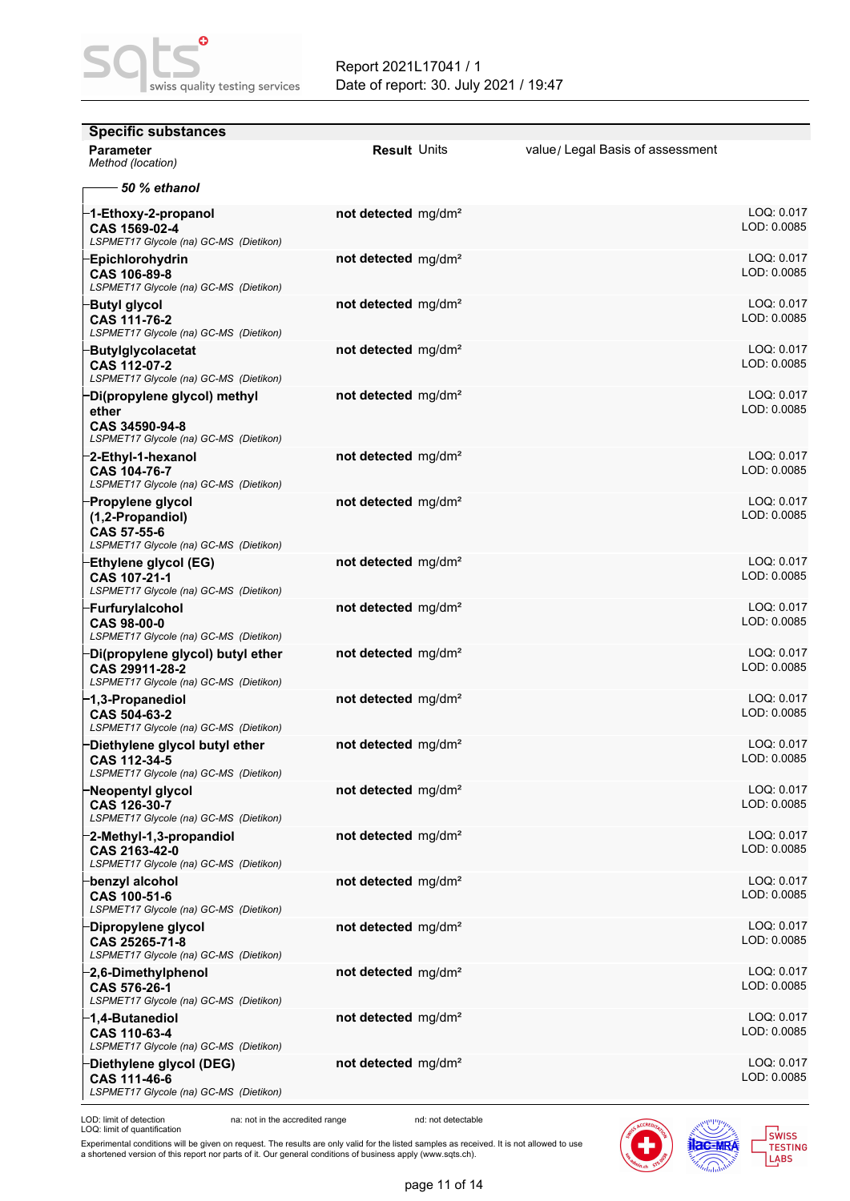## Specific substances

| Parameter<br>*Method (location)* | Result | Units | value / Legal Basis of assessment |
|---|---|---|---|
| ***50 % ethanol*** | | | |
| **1-Ethoxy-2-propanol**<br>**CAS 1569-02-4**<br>*LSPMET17 Glycole (na) GC-MS (Dietikon)* | **not detected** | mg/dm² | LOQ: 0.017<br>LOD: 0.0085 |
| **Epichlorohydrin**<br>**CAS 106-89-8**<br>*LSPMET17 Glycole (na) GC-MS (Dietikon)* | **not detected** | mg/dm² | LOQ: 0.017<br>LOD: 0.0085 |
| **Butyl glycol**<br>**CAS 111-76-2**<br>*LSPMET17 Glycole (na) GC-MS (Dietikon)* | **not detected** | mg/dm² | LOQ: 0.017<br>LOD: 0.0085 |
| **Butylglycolacetat**<br>**CAS 112-07-2**<br>*LSPMET17 Glycole (na) GC-MS (Dietikon)* | **not detected** | mg/dm² | LOQ: 0.017<br>LOD: 0.0085 |
| **Di(propylene glycol) methyl ether**<br>**CAS 34590-94-8**<br>*LSPMET17 Glycole (na) GC-MS (Dietikon)* | **not detected** | mg/dm² | LOQ: 0.017<br>LOD: 0.0085 |
| **2-Ethyl-1-hexanol**<br>**CAS 104-76-7**<br>*LSPMET17 Glycole (na) GC-MS (Dietikon)* | **not detected** | mg/dm² | LOQ: 0.017<br>LOD: 0.0085 |
| **Propylene glycol (1,2-Propandiol)**<br>**CAS 57-55-6**<br>*LSPMET17 Glycole (na) GC-MS (Dietikon)* | **not detected** | mg/dm² | LOQ: 0.017<br>LOD: 0.0085 |
| **Ethylene glycol (EG)**<br>**CAS 107-21-1**<br>*LSPMET17 Glycole (na) GC-MS (Dietikon)* | **not detected** | mg/dm² | LOQ: 0.017<br>LOD: 0.0085 |
| **Furfurylalcohol**<br>**CAS 98-00-0**<br>*LSPMET17 Glycole (na) GC-MS (Dietikon)* | **not detected** | mg/dm² | LOQ: 0.017<br>LOD: 0.0085 |
| **Di(propylene glycol) butyl ether**<br>**CAS 29911-28-2**<br>*LSPMET17 Glycole (na) GC-MS (Dietikon)* | **not detected** | mg/dm² | LOQ: 0.017<br>LOD: 0.0085 |
| **1,3-Propanediol**<br>**CAS 504-63-2**<br>*LSPMET17 Glycole (na) GC-MS (Dietikon)* | **not detected** | mg/dm² | LOQ: 0.017<br>LOD: 0.0085 |
| **Diethylene glycol butyl ether**<br>**CAS 112-34-5**<br>*LSPMET17 Glycole (na) GC-MS (Dietikon)* | **not detected** | mg/dm² | LOQ: 0.017<br>LOD: 0.0085 |
| **Neopentyl glycol**<br>**CAS 126-30-7**<br>*LSPMET17 Glycole (na) GC-MS (Dietikon)* | **not detected** | mg/dm² | LOQ: 0.017<br>LOD: 0.0085 |
| **2-Methyl-1,3-propandiol**<br>**CAS 2163-42-0**<br>*LSPMET17 Glycole (na) GC-MS (Dietikon)* | **not detected** | mg/dm² | LOQ: 0.017<br>LOD: 0.0085 |
| **benzyl alcohol**<br>**CAS 100-51-6**<br>*LSPMET17 Glycole (na) GC-MS (Dietikon)* | **not detected** | mg/dm² | LOQ: 0.017<br>LOD: 0.0085 |
| **Dipropylene glycol**<br>**CAS 25265-71-8**<br>*LSPMET17 Glycole (na) GC-MS (Dietikon)* | **not detected** | mg/dm² | LOQ: 0.017<br>LOD: 0.0085 |
| **2,6-Dimethylphenol**<br>**CAS 576-26-1**<br>*LSPMET17 Glycole (na) GC-MS (Dietikon)* | **not detected** | mg/dm² | LOQ: 0.017<br>LOD: 0.0085 |
| **1,4-Butanediol**<br>**CAS 110-63-4**<br>*LSPMET17 Glycole (na) GC-MS (Dietikon)* | **not detected** | mg/dm² | LOQ: 0.017<br>LOD: 0.0085 |
| **Diethylene glycol (DEG)**<br>**CAS 111-46-6**<br>*LSPMET17 Glycole (na) GC-MS (Dietikon)* | **not detected** | mg/dm² | LOQ: 0.017<br>LOD: 0.0085 |

LOD: limit of detection
LOQ: limit of quantification
na: not in the accredited range
nd: not detectable

Experimental conditions will be given on request. The results are only valid for the listed samples as received. It is not allowed to use a shortened version of this report nor parts of it. Our general conditions of business apply (www.sqts.ch).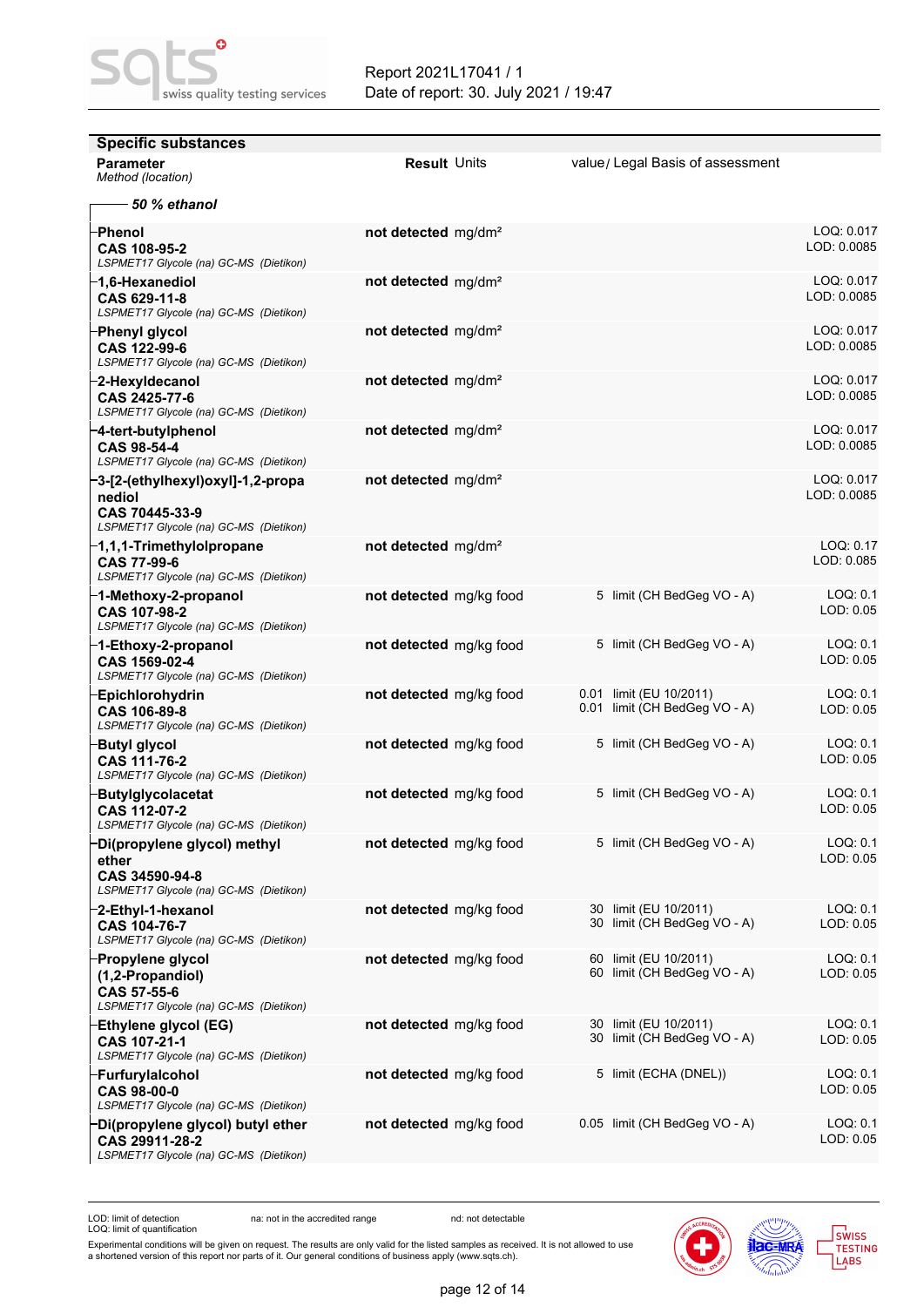Report 2021L17041 / 1
Date of report: 30. July 2021 / 19:47

## Specific substances

| Parameter / *Method (location)* | Result | Units | value | Legal Basis of assessment | |
|---|---|---|---|---|---|
| ***50 % ethanol*** | | | | | |
| **Phenol** **CAS 108-95-2** *LSPMET17 Glycole (na) GC-MS (Dietikon)* | **not detected** | mg/dm² | | | LOQ: 0.017 LOD: 0.0085 |
| **1,6-Hexanediol** **CAS 629-11-8** *LSPMET17 Glycole (na) GC-MS (Dietikon)* | **not detected** | mg/dm² | | | LOQ: 0.017 LOD: 0.0085 |
| **Phenyl glycol** **CAS 122-99-6** *LSPMET17 Glycole (na) GC-MS (Dietikon)* | **not detected** | mg/dm² | | | LOQ: 0.017 LOD: 0.0085 |
| **2-Hexyldecanol** **CAS 2425-77-6** *LSPMET17 Glycole (na) GC-MS (Dietikon)* | **not detected** | mg/dm² | | | LOQ: 0.017 LOD: 0.0085 |
| **4-tert-butylphenol** **CAS 98-54-4** *LSPMET17 Glycole (na) GC-MS (Dietikon)* | **not detected** | mg/dm² | | | LOQ: 0.017 LOD: 0.0085 |
| **3-[2-(ethylhexyl)oxyl]-1,2-propanediol** **CAS 70445-33-9** *LSPMET17 Glycole (na) GC-MS (Dietikon)* | **not detected** | mg/dm² | | | LOQ: 0.017 LOD: 0.0085 |
| **1,1,1-Trimethylolpropane** **CAS 77-99-6** *LSPMET17 Glycole (na) GC-MS (Dietikon)* | **not detected** | mg/dm² | | | LOQ: 0.17 LOD: 0.085 |
| **1-Methoxy-2-propanol** **CAS 107-98-2** *LSPMET17 Glycole (na) GC-MS (Dietikon)* | **not detected** | mg/kg food | 5 | limit (CH BedGeg VO - A) | LOQ: 0.1 LOD: 0.05 |
| **1-Ethoxy-2-propanol** **CAS 1569-02-4** *LSPMET17 Glycole (na) GC-MS (Dietikon)* | **not detected** | mg/kg food | 5 | limit (CH BedGeg VO - A) | LOQ: 0.1 LOD: 0.05 |
| **Epichlorohydrin** **CAS 106-89-8** *LSPMET17 Glycole (na) GC-MS (Dietikon)* | **not detected** | mg/kg food | 0.01 0.01 | limit (EU 10/2011) limit (CH BedGeg VO - A) | LOQ: 0.1 LOD: 0.05 |
| **Butyl glycol** **CAS 111-76-2** *LSPMET17 Glycole (na) GC-MS (Dietikon)* | **not detected** | mg/kg food | 5 | limit (CH BedGeg VO - A) | LOQ: 0.1 LOD: 0.05 |
| **Butylglycolacetat** **CAS 112-07-2** *LSPMET17 Glycole (na) GC-MS (Dietikon)* | **not detected** | mg/kg food | 5 | limit (CH BedGeg VO - A) | LOQ: 0.1 LOD: 0.05 |
| **Di(propylene glycol) methyl ether** **CAS 34590-94-8** *LSPMET17 Glycole (na) GC-MS (Dietikon)* | **not detected** | mg/kg food | 5 | limit (CH BedGeg VO - A) | LOQ: 0.1 LOD: 0.05 |
| **2-Ethyl-1-hexanol** **CAS 104-76-7** *LSPMET17 Glycole (na) GC-MS (Dietikon)* | **not detected** | mg/kg food | 30 30 | limit (EU 10/2011) limit (CH BedGeg VO - A) | LOQ: 0.1 LOD: 0.05 |
| **Propylene glycol (1,2-Propandiol)** **CAS 57-55-6** *LSPMET17 Glycole (na) GC-MS (Dietikon)* | **not detected** | mg/kg food | 60 60 | limit (EU 10/2011) limit (CH BedGeg VO - A) | LOQ: 0.1 LOD: 0.05 |
| **Ethylene glycol (EG)** **CAS 107-21-1** *LSPMET17 Glycole (na) GC-MS (Dietikon)* | **not detected** | mg/kg food | 30 30 | limit (EU 10/2011) limit (CH BedGeg VO - A) | LOQ: 0.1 LOD: 0.05 |
| **Furfurylalcohol** **CAS 98-00-0** *LSPMET17 Glycole (na) GC-MS (Dietikon)* | **not detected** | mg/kg food | 5 | limit (ECHA (DNEL)) | LOQ: 0.1 LOD: 0.05 |
| **Di(propylene glycol) butyl ether** **CAS 29911-28-2** *LSPMET17 Glycole (na) GC-MS (Dietikon)* | **not detected** | mg/kg food | 0.05 | limit (CH BedGeg VO - A) | LOQ: 0.1 LOD: 0.05 |

LOD: limit of detection
LOQ: limit of quantification

na: not in the accredited range

nd: not detectable

Experimental conditions will be given on request. The results are only valid for the listed samples as received. It is not allowed to use a shortened version of this report nor parts of it. Our general conditions of business apply (www.sqts.ch).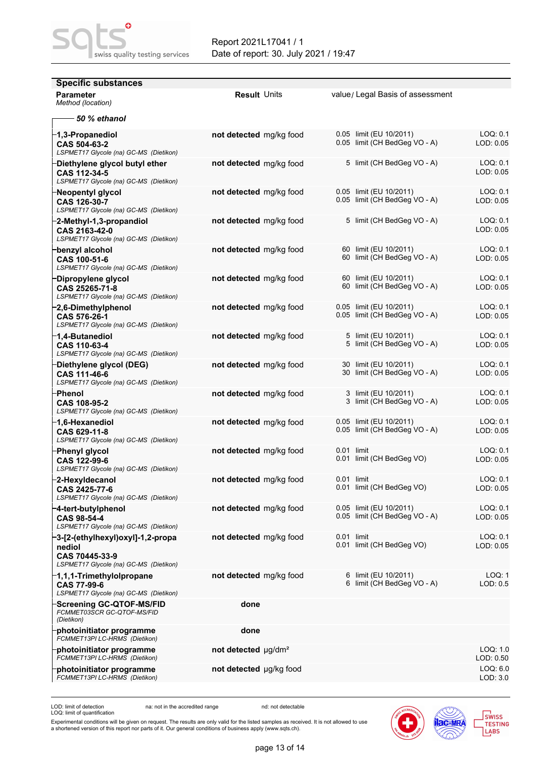## Specific substances

| Parameter<br>*Method (location)* | Result | Units | value / Legal Basis of assessment | |
|---|---|---|---|---|
| ***50 % ethanol*** | | | | |
| **1,3-Propanediol**<br>**CAS 504-63-2**<br>*LSPMET17 Glycole (na) GC-MS (Dietikon)* | **not detected** | mg/kg food | 0.05 limit (EU 10/2011)<br>0.05 limit (CH BedGeg VO - A) | LOQ: 0.1<br>LOD: 0.05 |
| **Diethylene glycol butyl ether**<br>**CAS 112-34-5**<br>*LSPMET17 Glycole (na) GC-MS (Dietikon)* | **not detected** | mg/kg food | 5 limit (CH BedGeg VO - A) | LOQ: 0.1<br>LOD: 0.05 |
| **Neopentyl glycol**<br>**CAS 126-30-7**<br>*LSPMET17 Glycole (na) GC-MS (Dietikon)* | **not detected** | mg/kg food | 0.05 limit (EU 10/2011)<br>0.05 limit (CH BedGeg VO - A) | LOQ: 0.1<br>LOD: 0.05 |
| **2-Methyl-1,3-propandiol**<br>**CAS 2163-42-0**<br>*LSPMET17 Glycole (na) GC-MS (Dietikon)* | **not detected** | mg/kg food | 5 limit (CH BedGeg VO - A) | LOQ: 0.1<br>LOD: 0.05 |
| **benzyl alcohol**<br>**CAS 100-51-6**<br>*LSPMET17 Glycole (na) GC-MS (Dietikon)* | **not detected** | mg/kg food | 60 limit (EU 10/2011)<br>60 limit (CH BedGeg VO - A) | LOQ: 0.1<br>LOD: 0.05 |
| **Dipropylene glycol**<br>**CAS 25265-71-8**<br>*LSPMET17 Glycole (na) GC-MS (Dietikon)* | **not detected** | mg/kg food | 60 limit (EU 10/2011)<br>60 limit (CH BedGeg VO - A) | LOQ: 0.1<br>LOD: 0.05 |
| **2,6-Dimethylphenol**<br>**CAS 576-26-1**<br>*LSPMET17 Glycole (na) GC-MS (Dietikon)* | **not detected** | mg/kg food | 0.05 limit (EU 10/2011)<br>0.05 limit (CH BedGeg VO - A) | LOQ: 0.1<br>LOD: 0.05 |
| **1,4-Butanediol**<br>**CAS 110-63-4**<br>*LSPMET17 Glycole (na) GC-MS (Dietikon)* | **not detected** | mg/kg food | 5 limit (EU 10/2011)<br>5 limit (CH BedGeg VO - A) | LOQ: 0.1<br>LOD: 0.05 |
| **Diethylene glycol (DEG)**<br>**CAS 111-46-6**<br>*LSPMET17 Glycole (na) GC-MS (Dietikon)* | **not detected** | mg/kg food | 30 limit (EU 10/2011)<br>30 limit (CH BedGeg VO - A) | LOQ: 0.1<br>LOD: 0.05 |
| **Phenol**<br>**CAS 108-95-2**<br>*LSPMET17 Glycole (na) GC-MS (Dietikon)* | **not detected** | mg/kg food | 3 limit (EU 10/2011)<br>3 limit (CH BedGeg VO - A) | LOQ: 0.1<br>LOD: 0.05 |
| **1,6-Hexanediol**<br>**CAS 629-11-8**<br>*LSPMET17 Glycole (na) GC-MS (Dietikon)* | **not detected** | mg/kg food | 0.05 limit (EU 10/2011)<br>0.05 limit (CH BedGeg VO - A) | LOQ: 0.1<br>LOD: 0.05 |
| **Phenyl glycol**<br>**CAS 122-99-6**<br>*LSPMET17 Glycole (na) GC-MS (Dietikon)* | **not detected** | mg/kg food | 0.01 limit<br>0.01 limit (CH BedGeg VO) | LOQ: 0.1<br>LOD: 0.05 |
| **2-Hexyldecanol**<br>**CAS 2425-77-6**<br>*LSPMET17 Glycole (na) GC-MS (Dietikon)* | **not detected** | mg/kg food | 0.01 limit<br>0.01 limit (CH BedGeg VO) | LOQ: 0.1<br>LOD: 0.05 |
| **4-tert-butylphenol**<br>**CAS 98-54-4**<br>*LSPMET17 Glycole (na) GC-MS (Dietikon)* | **not detected** | mg/kg food | 0.05 limit (EU 10/2011)<br>0.05 limit (CH BedGeg VO - A) | LOQ: 0.1<br>LOD: 0.05 |
| **3-[2-(ethylhexyl)oxyl]-1,2-propanediol**<br>**CAS 70445-33-9**<br>*LSPMET17 Glycole (na) GC-MS (Dietikon)* | **not detected** | mg/kg food | 0.01 limit<br>0.01 limit (CH BedGeg VO) | LOQ: 0.1<br>LOD: 0.05 |
| **1,1,1-Trimethylolpropane**<br>**CAS 77-99-6**<br>*LSPMET17 Glycole (na) GC-MS (Dietikon)* | **not detected** | mg/kg food | 6 limit (EU 10/2011)<br>6 limit (CH BedGeg VO - A) | LOQ: 1<br>LOD: 0.5 |
| **Screening GC-QTOF-MS/FID**<br>*FCMMET03SCR GC-QTOF-MS/FID (Dietikon)* | **done** | | | |
| **photoinitiator programme**<br>*FCMMET13PI LC-HRMS (Dietikon)* | **done** | | | |
| **photoinitiator programme**<br>*FCMMET13PI LC-HRMS (Dietikon)* | **not detected** | µg/dm² | | LOQ: 1.0<br>LOD: 0.50 |
| **photoinitiator programme**<br>*FCMMET13PI LC-HRMS (Dietikon)* | **not detected** | µg/kg food | | LOQ: 6.0<br>LOD: 3.0 |

LOD: limit of detection
LOQ: limit of quantification
na: not in the accredited range
nd: not detectable

Experimental conditions will be given on request. The results are only valid for the listed samples as received. It is not allowed to use a shortened version of this report nor parts of it. Our general conditions of business apply (www.sqts.ch).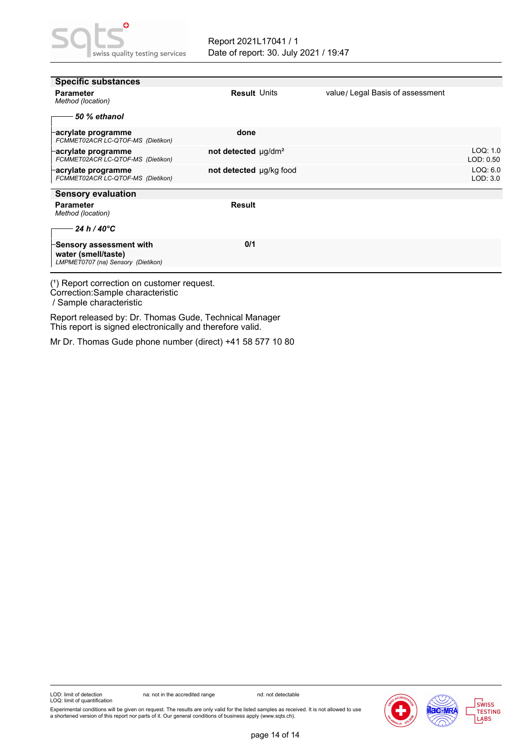## Specific substances

| Parameter *Method (location)* | Result | Units | value / Legal Basis of assessment | |
|---|---|---|---|---|
| ***50 % ethanol*** | | | | |
| **acrylate programme** *FCMMET02ACR LC-QTOF-MS (Dietikon)* | **done** | | | |
| **acrylate programme** *FCMMET02ACR LC-QTOF-MS (Dietikon)* | **not detected** | µg/dm² | | LOQ: 1.0 LOD: 0.50 |
| **acrylate programme** *FCMMET02ACR LC-QTOF-MS (Dietikon)* | **not detected** | µg/kg food | | LOQ: 6.0 LOD: 3.0 |

## Sensory evaluation

| Parameter *Method (location)* | Result |
|---|---|
| ***24 h / 40°C*** | |
| **Sensory assessment with water (smell/taste)** *LMPMET0707 (na) Sensory (Dietikon)* | **0/1** |

(¹) Report correction on customer request.
Correction:Sample characteristic
/ Sample characteristic

Report released by: Dr. Thomas Gude, Technical Manager
This report is signed electronically and therefore valid.

Mr Dr. Thomas Gude phone number (direct) +41 58 577 10 80

LOD: limit of detection
LOQ: limit of quantification
na: not in the accredited range
nd: not detectable

Experimental conditions will be given on request. The results are only valid for the listed samples as received. It is not allowed to use a shortened version of this report nor parts of it. Our general conditions of business apply (www.sqts.ch).